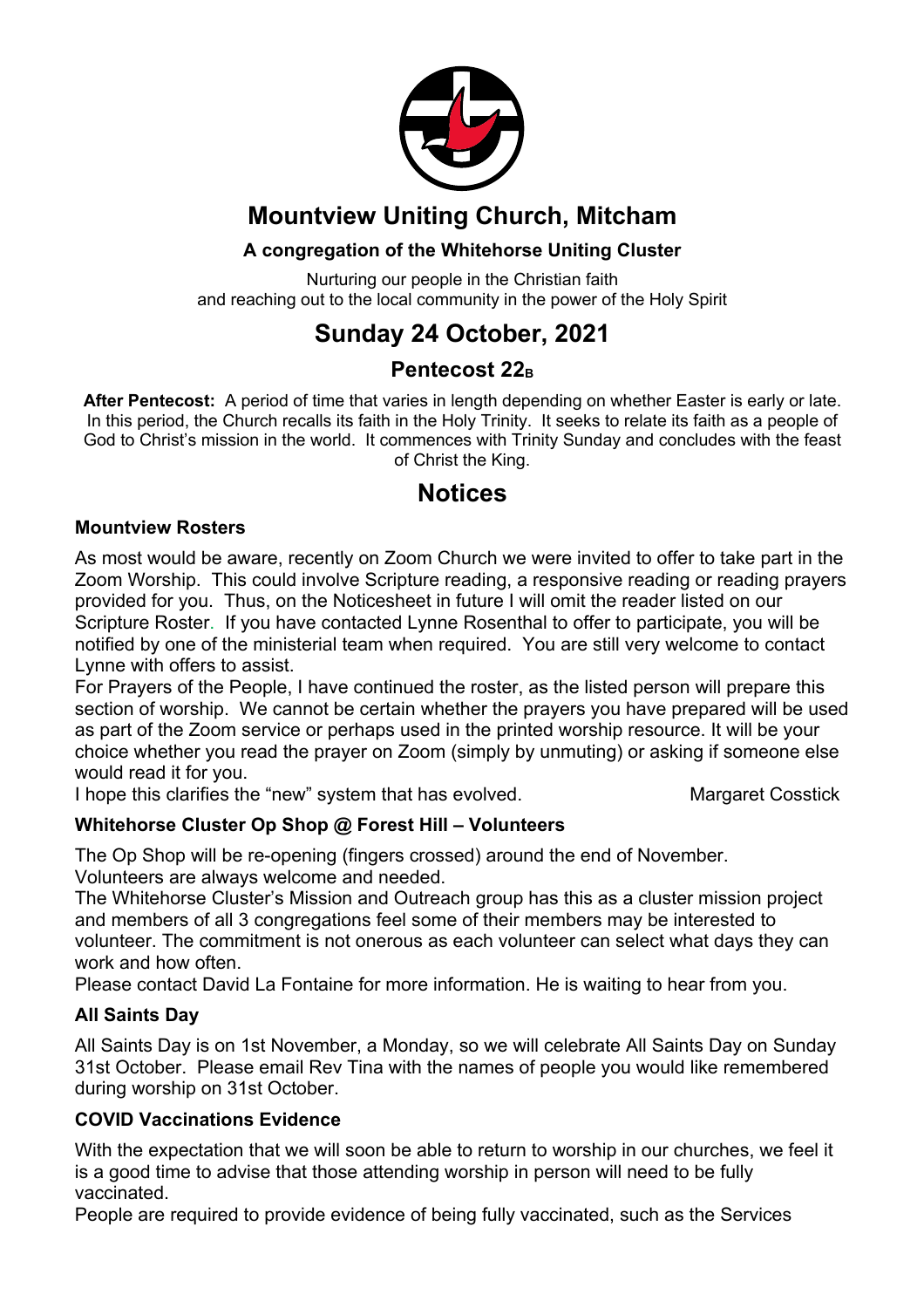# Mountview Uniting Church, Mitcham

**A congregation of the Whitehorse Uniting Cluster**

Nurturing our people in the Christian faith
and reaching out to the local community in the power of the Holy Spirit

## Sunday 24 October, 2021

### Pentecost $22_B$

**After Pentecost:** A period of time that varies in length depending on whether Easter is early or late. In this period, the Church recalls its faith in the Holy Trinity. It seeks to relate its faith as a people of God to Christ's mission in the world. It commences with Trinity Sunday and concludes with the feast of Christ the King.

## Notices

### Mountview Rosters

As most would be aware, recently on Zoom Church we were invited to offer to take part in the Zoom Worship. This could involve Scripture reading, a responsive reading or reading prayers provided for you. Thus, on the Noticesheet in future I will omit the reader listed on our Scripture Roster. If you have contacted Lynne Rosenthal to offer to participate, you will be notified by one of the ministerial team when required. You are still very welcome to contact Lynne with offers to assist.

For Prayers of the People, I have continued the roster, as the listed person will prepare this section of worship. We cannot be certain whether the prayers you have prepared will be used as part of the Zoom service or perhaps used in the printed worship resource. It will be your choice whether you read the prayer on Zoom (simply by unmuting) or asking if someone else would read it for you.

I hope this clarifies the "new" system that has evolved. Margaret Cosstick

### Whitehorse Cluster Op Shop @ Forest Hill – Volunteers

The Op Shop will be re-opening (fingers crossed) around the end of November.

Volunteers are always welcome and needed.

The Whitehorse Cluster's Mission and Outreach group has this as a cluster mission project and members of all 3 congregations feel some of their members may be interested to volunteer. The commitment is not onerous as each volunteer can select what days they can work and how often.

Please contact David La Fontaine for more information. He is waiting to hear from you.

### All Saints Day

All Saints Day is on 1st November, a Monday, so we will celebrate All Saints Day on Sunday 31st October. Please email Rev Tina with the names of people you would like remembered during worship on 31st October.

### COVID Vaccinations Evidence

With the expectation that we will soon be able to return to worship in our churches, we feel it is a good time to advise that those attending worship in person will need to be fully vaccinated.

People are required to provide evidence of being fully vaccinated, such as the Services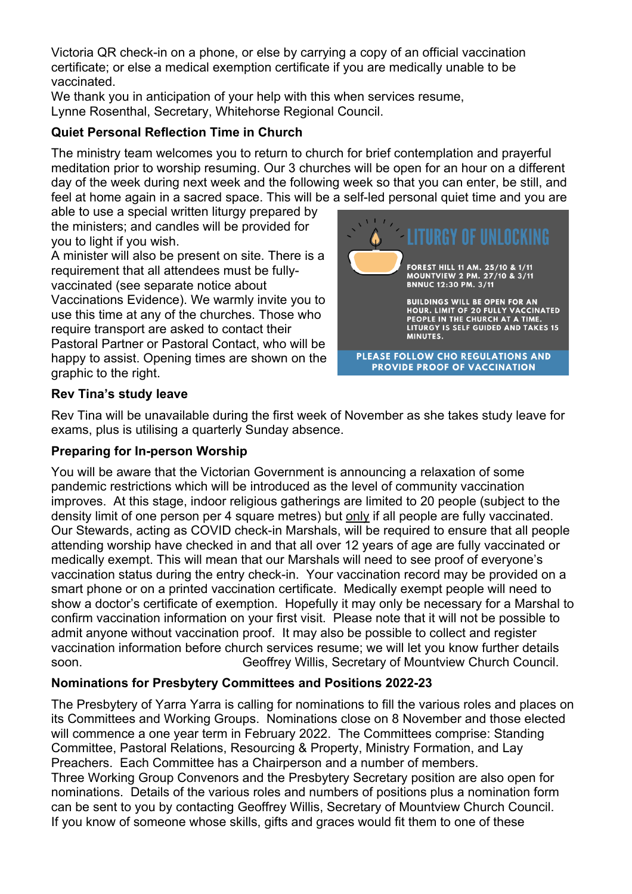Victoria QR check-in on a phone, or else by carrying a copy of an official vaccination certificate; or else a medical exemption certificate if you are medically unable to be vaccinated.
We thank you in anticipation of your help with this when services resume,
Lynne Rosenthal, Secretary, Whitehorse Regional Council.

**Quiet Personal Reflection Time in Church**

The ministry team welcomes you to return to church for brief contemplation and prayerful meditation prior to worship resuming. Our 3 churches will be open for an hour on a different day of the week during next week and the following week so that you can enter, be still, and feel at home again in a sacred space. This will be a self-led personal quiet time and you are able to use a special written liturgy prepared by the ministers; and candles will be provided for you to light if you wish.
A minister will also be present on site. There is a requirement that all attendees must be fully-vaccinated (see separate notice about Vaccinations Evidence). We warmly invite you to use this time at any of the churches. Those who require transport are asked to contact their Pastoral Partner or Pastoral Contact, who will be happy to assist. Opening times are shown on the graphic to the right.

LITURGY OF UNLOCKING

FOREST HILL 11 AM. 25/10 & 1/11
MOUNTVIEW 2 PM. 27/10 & 3/11
BNNUC 12:30 PM. 3/11

BUILDINGS WILL BE OPEN FOR AN HOUR. LIMIT OF 20 FULLY VACCINATED PEOPLE IN THE CHURCH AT A TIME. LITURGY IS SELF GUIDED AND TAKES 15 MINUTES.

PLEASE FOLLOW CHO REGULATIONS AND PROVIDE PROOF OF VACCINATION

**Rev Tina's study leave**

Rev Tina will be unavailable during the first week of November as she takes study leave for exams, plus is utilising a quarterly Sunday absence.

**Preparing for In-person Worship**

You will be aware that the Victorian Government is announcing a relaxation of some pandemic restrictions which will be introduced as the level of community vaccination improves. At this stage, indoor religious gatherings are limited to 20 people (subject to the density limit of one person per 4 square metres) but <u>only</u> if all people are fully vaccinated. Our Stewards, acting as COVID check-in Marshals, will be required to ensure that all people attending worship have checked in and that all over 12 years of age are fully vaccinated or medically exempt. This will mean that our Marshals will need to see proof of everyone's vaccination status during the entry check-in. Your vaccination record may be provided on a smart phone or on a printed vaccination certificate. Medically exempt people will need to show a doctor's certificate of exemption. Hopefully it may only be necessary for a Marshal to confirm vaccination information on your first visit. Please note that it will not be possible to admit anyone without vaccination proof. It may also be possible to collect and register vaccination information before church services resume; we will let you know further details soon. Geoffrey Willis, Secretary of Mountview Church Council.

**Nominations for Presbytery Committees and Positions 2022-23**

The Presbytery of Yarra Yarra is calling for nominations to fill the various roles and places on its Committees and Working Groups. Nominations close on 8 November and those elected will commence a one year term in February 2022. The Committees comprise: Standing Committee, Pastoral Relations, Resourcing & Property, Ministry Formation, and Lay Preachers. Each Committee has a Chairperson and a number of members.
Three Working Group Convenors and the Presbytery Secretary position are also open for nominations. Details of the various roles and numbers of positions plus a nomination form can be sent to you by contacting Geoffrey Willis, Secretary of Mountview Church Council.
If you know of someone whose skills, gifts and graces would fit them to one of these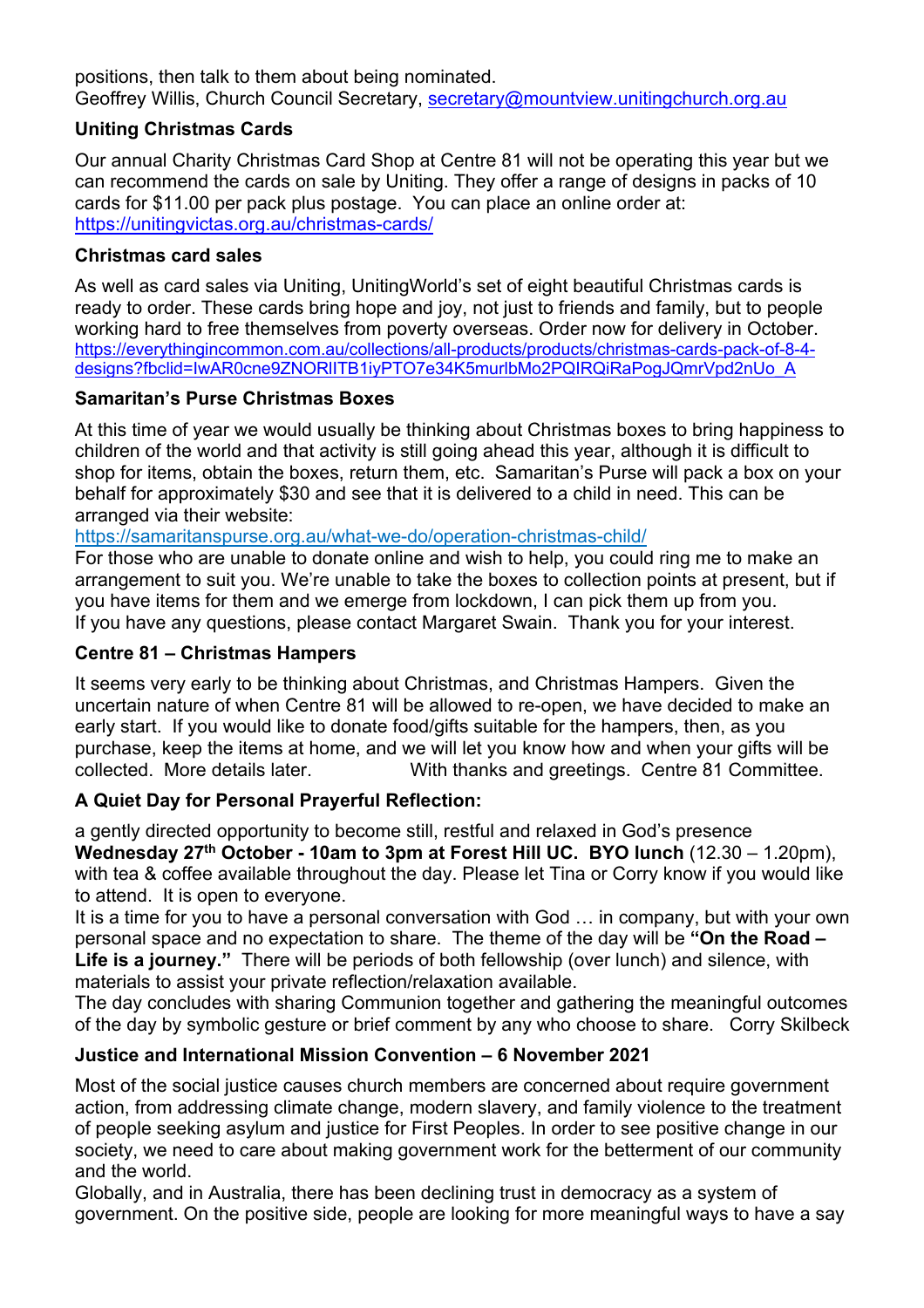positions, then talk to them about being nominated.
Geoffrey Willis, Church Council Secretary, secretary@mountview.unitingchurch.org.au

### Uniting Christmas Cards

Our annual Charity Christmas Card Shop at Centre 81 will not be operating this year but we can recommend the cards on sale by Uniting. They offer a range of designs in packs of 10 cards for $11.00 per pack plus postage. You can place an online order at: https://unitingvictas.org.au/christmas-cards/

### Christmas card sales

As well as card sales via Uniting, UnitingWorld's set of eight beautiful Christmas cards is ready to order. These cards bring hope and joy, not just to friends and family, but to people working hard to free themselves from poverty overseas. Order now for delivery in October. https://everythingincommon.com.au/collections/all-products/products/christmas-cards-pack-of-8-4-designs?fbclid=IwAR0cne9ZNORlITB1iyPTO7e34K5murlbMo2PQIRQiRaPogJQmrVpd2nUo_A

### Samaritan's Purse Christmas Boxes

At this time of year we would usually be thinking about Christmas boxes to bring happiness to children of the world and that activity is still going ahead this year, although it is difficult to shop for items, obtain the boxes, return them, etc. Samaritan's Purse will pack a box on your behalf for approximately $30 and see that it is delivered to a child in need. This can be arranged via their website:
https://samaritanspurse.org.au/what-we-do/operation-christmas-child/
For those who are unable to donate online and wish to help, you could ring me to make an arrangement to suit you. We're unable to take the boxes to collection points at present, but if you have items for them and we emerge from lockdown, I can pick them up from you.
If you have any questions, please contact Margaret Swain. Thank you for your interest.

### Centre 81 – Christmas Hampers

It seems very early to be thinking about Christmas, and Christmas Hampers. Given the uncertain nature of when Centre 81 will be allowed to re-open, we have decided to make an early start. If you would like to donate food/gifts suitable for the hampers, then, as you purchase, keep the items at home, and we will let you know how and when your gifts will be collected. More details later. With thanks and greetings. Centre 81 Committee.

### A Quiet Day for Personal Prayerful Reflection:

a gently directed opportunity to become still, restful and relaxed in God's presence
**Wednesday 27th October - 10am to 3pm at Forest Hill UC. BYO lunch** (12.30 – 1.20pm), with tea & coffee available throughout the day. Please let Tina or Corry know if you would like to attend. It is open to everyone.
It is a time for you to have a personal conversation with God … in company, but with your own personal space and no expectation to share. The theme of the day will be **"On the Road – Life is a journey."** There will be periods of both fellowship (over lunch) and silence, with materials to assist your private reflection/relaxation available.
The day concludes with sharing Communion together and gathering the meaningful outcomes of the day by symbolic gesture or brief comment by any who choose to share. Corry Skilbeck

### Justice and International Mission Convention – 6 November 2021

Most of the social justice causes church members are concerned about require government action, from addressing climate change, modern slavery, and family violence to the treatment of people seeking asylum and justice for First Peoples. In order to see positive change in our society, we need to care about making government work for the betterment of our community and the world.
Globally, and in Australia, there has been declining trust in democracy as a system of government. On the positive side, people are looking for more meaningful ways to have a say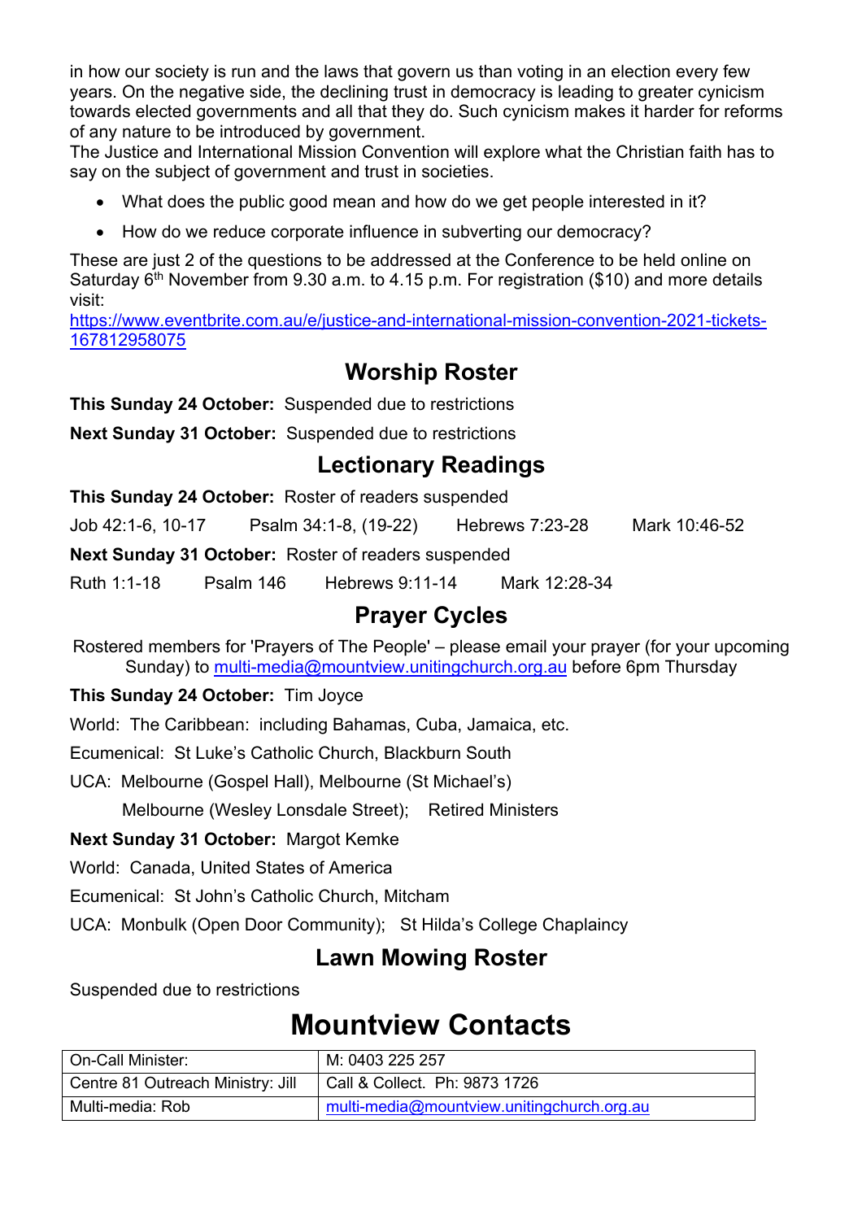in how our society is run and the laws that govern us than voting in an election every few years. On the negative side, the declining trust in democracy is leading to greater cynicism towards elected governments and all that they do. Such cynicism makes it harder for reforms of any nature to be introduced by government.
The Justice and International Mission Convention will explore what the Christian faith has to say on the subject of government and trust in societies.

- What does the public good mean and how do we get people interested in it?
- How do we reduce corporate influence in subverting our democracy?

These are just 2 of the questions to be addressed at the Conference to be held online on Saturday 6th November from 9.30 a.m. to 4.15 p.m. For registration ($10) and more details visit:
https://www.eventbrite.com.au/e/justice-and-international-mission-convention-2021-tickets-167812958075

## Worship Roster

**This Sunday 24 October:** Suspended due to restrictions

**Next Sunday 31 October:** Suspended due to restrictions

## Lectionary Readings

**This Sunday 24 October:** Roster of readers suspended

Job 42:1-6, 10-17 Psalm 34:1-8, (19-22) Hebrews 7:23-28 Mark 10:46-52

**Next Sunday 31 October:** Roster of readers suspended

Ruth 1:1-18 Psalm 146 Hebrews 9:11-14 Mark 12:28-34

## Prayer Cycles

Rostered members for 'Prayers of The People' – please email your prayer (for your upcoming Sunday) to multi-media@mountview.unitingchurch.org.au before 6pm Thursday

**This Sunday 24 October:** Tim Joyce

World: The Caribbean: including Bahamas, Cuba, Jamaica, etc.

Ecumenical: St Luke's Catholic Church, Blackburn South

UCA: Melbourne (Gospel Hall), Melbourne (St Michael's)
Melbourne (Wesley Lonsdale Street); Retired Ministers

**Next Sunday 31 October:** Margot Kemke

World: Canada, United States of America

Ecumenical: St John's Catholic Church, Mitcham

UCA: Monbulk (Open Door Community); St Hilda's College Chaplaincy

## Lawn Mowing Roster

Suspended due to restrictions

# Mountview Contacts

| On-Call Minister: | M: 0403 225 257 |
|---|---|
| Centre 81 Outreach Ministry: Jill | Call & Collect. Ph: 9873 1726 |
| Multi-media: Rob | multi-media@mountview.unitingchurch.org.au |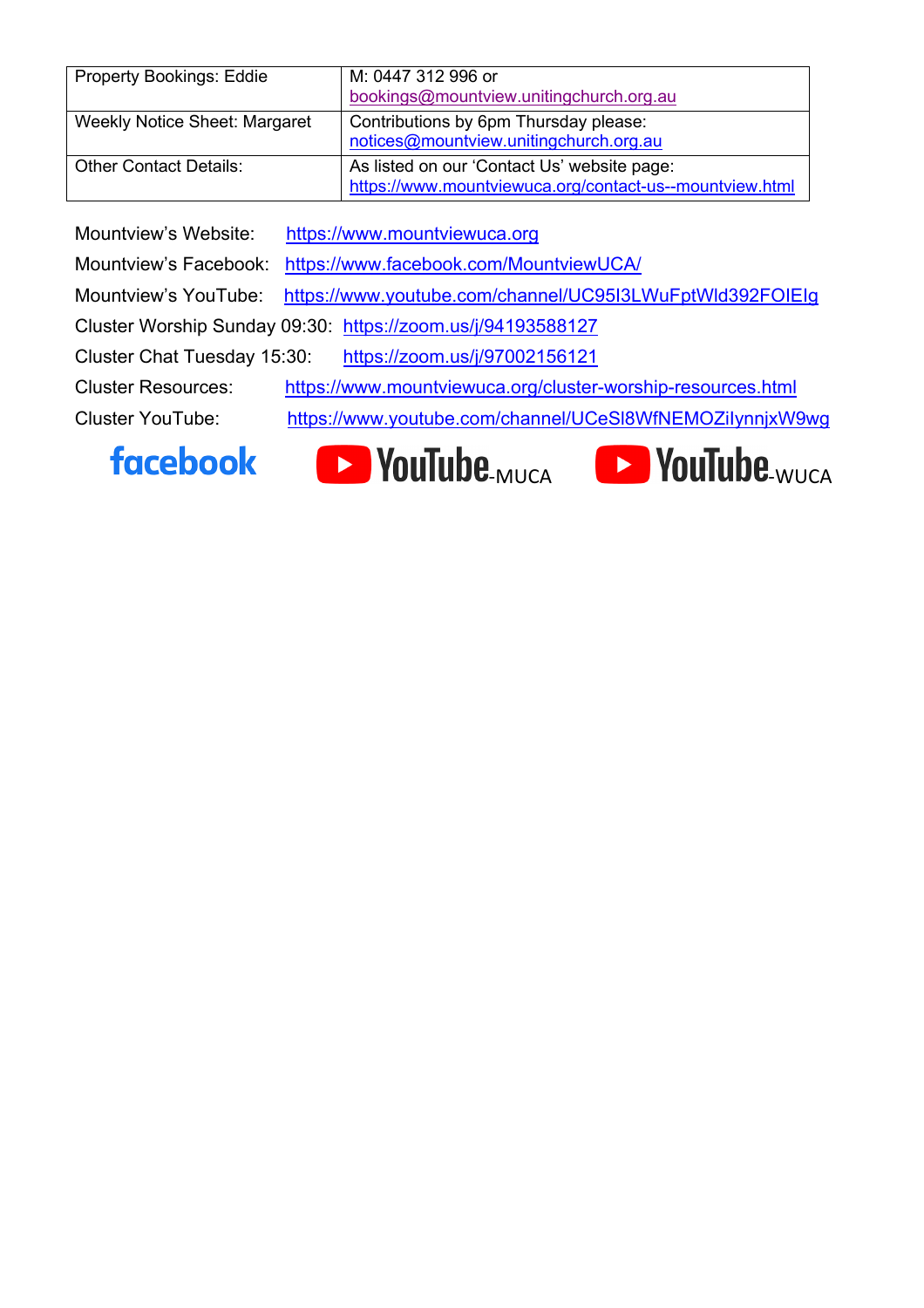| | |
|---|---|
| Property Bookings: Eddie | M: 0447 312 996 or bookings@mountview.unitingchurch.org.au |
| Weekly Notice Sheet: Margaret | Contributions by 6pm Thursday please: notices@mountview.unitingchurch.org.au |
| Other Contact Details: | As listed on our 'Contact Us' website page: https://www.mountviewuca.org/contact-us--mountview.html |

Mountview's Website: https://www.mountviewuca.org

Mountview's Facebook: https://www.facebook.com/MountviewUCA/

Mountview's YouTube: https://www.youtube.com/channel/UC95I3LWuFptWld392FOIEIg

Cluster Worship Sunday 09:30: https://zoom.us/j/94193588127

Cluster Chat Tuesday 15:30: https://zoom.us/j/97002156121

Cluster Resources: https://www.mountviewuca.org/cluster-worship-resources.html

Cluster YouTube: https://www.youtube.com/channel/UCeSI8WfNEMOZiIynnjxW9wg

facebook YouTube-MUCA YouTube-WUCA